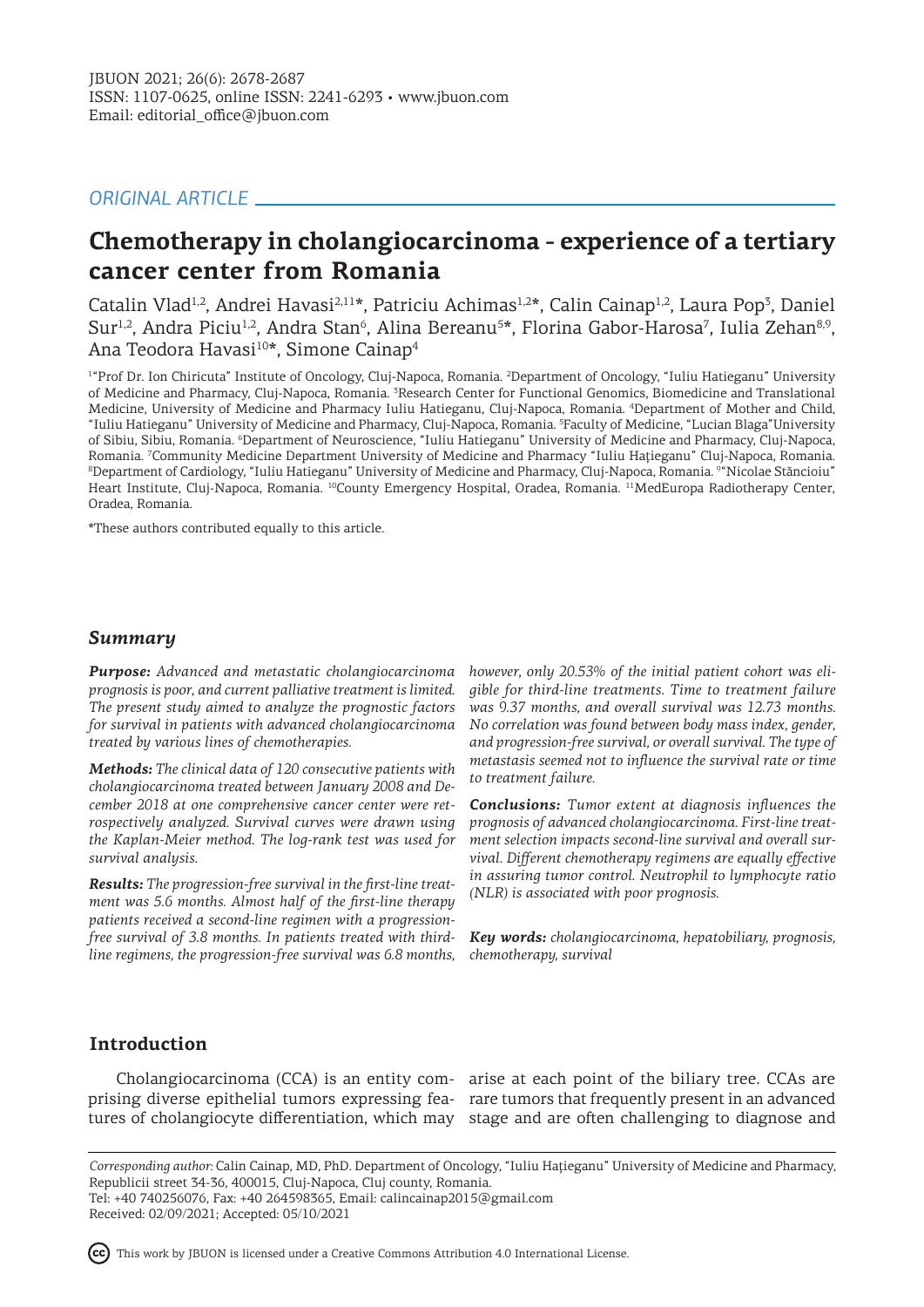*ORIGINAL ARTICLE*

# Chemotherapy in cholangiocarcinoma - experience of a tertiary cancer center from Romania

Catalin Vlad[1,2], Andrei Havasi[2,11]*, Patriciu Achimas[1,2]*, Calin Cainap[1,2], Laura Pop[3], Daniel Sur[1,2], Andra Piciu[1,2], Andra Stan[6], Alina Bereanu[5]*, Florina Gabor-Harosa[7], Iulia Zehan[8,9], Ana Teodora Havasi[10]*, Simone Cainap[4]

[1]"Prof Dr. Ion Chiricuta" Institute of Oncology, Cluj-Napoca, Romania. [2]Department of Oncology, "Iuliu Hatieganu" University of Medicine and Pharmacy, Cluj-Napoca, Romania. [3]Research Center for Functional Genomics, Biomedicine and Translational Medicine, University of Medicine and Pharmacy Iuliu Hatieganu, Cluj-Napoca, Romania. [4]Department of Mother and Child, "Iuliu Hatieganu" University of Medicine and Pharmacy, Cluj-Napoca, Romania. [5]Faculty of Medicine, "Lucian Blaga"University of Sibiu, Sibiu, Romania. [6]Department of Neuroscience, "Iuliu Hatieganu" University of Medicine and Pharmacy, Cluj-Napoca, Romania. [7]Community Medicine Department University of Medicine and Pharmacy "Iuliu Hațieganu" Cluj-Napoca, Romania. [8]Department of Cardiology, "Iuliu Hatieganu" University of Medicine and Pharmacy, Cluj-Napoca, Romania. [9]"Nicolae Stăncioiu" Heart Institute, Cluj-Napoca, Romania. [10]County Emergency Hospital, Oradea, Romania. [11]MedEuropa Radiotherapy Center, Oradea, Romania.

*These authors contributed equally to this article.

## Summary

***Purpose:*** *Advanced and metastatic cholangiocarcinoma prognosis is poor, and current palliative treatment is limited. The present study aimed to analyze the prognostic factors for survival in patients with advanced cholangiocarcinoma treated by various lines of chemotherapies.*

***Methods:*** *The clinical data of 120 consecutive patients with cholangiocarcinoma treated between January 2008 and December 2018 at one comprehensive cancer center were retrospectively analyzed. Survival curves were drawn using the Kaplan-Meier method. The log-rank test was used for survival analysis.*

***Results:*** *The progression-free survival in the first-line treatment was 5.6 months. Almost half of the first-line therapy patients received a second-line regimen with a progression-free survival of 3.8 months. In patients treated with third-line regimens, the progression-free survival was 6.8 months, however, only 20.53% of the initial patient cohort was eligible for third-line treatments. Time to treatment failure was 9.37 months, and overall survival was 12.73 months. No correlation was found between body mass index, gender, and progression-free survival, or overall survival. The type of metastasis seemed not to influence the survival rate or time to treatment failure.*

***Conclusions:*** *Tumor extent at diagnosis influences the prognosis of advanced cholangiocarcinoma. First-line treatment selection impacts second-line survival and overall survival. Different chemotherapy regimens are equally effective in assuring tumor control. Neutrophil to lymphocyte ratio (NLR) is associated with poor prognosis.*

***Key words:*** *cholangiocarcinoma, hepatobiliary, prognosis, chemotherapy, survival*

## Introduction

Cholangiocarcinoma (CCA) is an entity comprising diverse epithelial tumors expressing features of cholangiocyte differentiation, which may arise at each point of the biliary tree. CCAs are rare tumors that frequently present in an advanced stage and are often challenging to diagnose and

*Corresponding author:* Calin Cainap, MD, PhD. Department of Oncology, "Iuliu Hațieganu" University of Medicine and Pharmacy, Republicii street 34-36, 400015, Cluj-Napoca, Cluj county, Romania.
Tel: +40 740256076, Fax: +40 264598365, Email: calincainap2015@gmail.com
Received: 02/09/2021; Accepted: 05/10/2021

This work by JBUON is licensed under a Creative Commons Attribution 4.0 International License.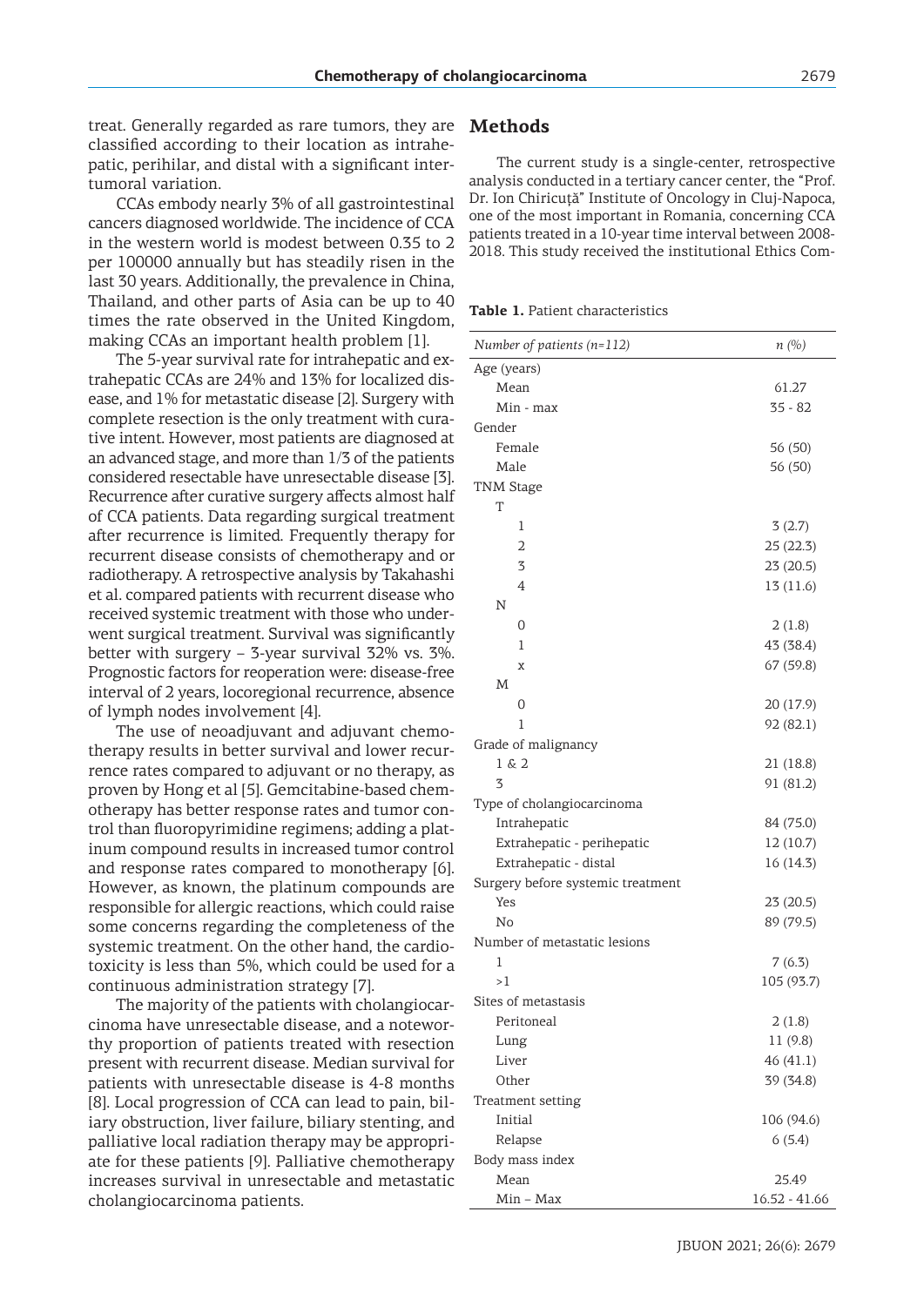treat. Generally regarded as rare tumors, they are classified according to their location as intrahepatic, perihilar, and distal with a significant intertumoral variation.

CCAs embody nearly 3% of all gastrointestinal cancers diagnosed worldwide. The incidence of CCA in the western world is modest between 0.35 to 2 per 100000 annually but has steadily risen in the last 30 years. Additionally, the prevalence in China, Thailand, and other parts of Asia can be up to 40 times the rate observed in the United Kingdom, making CCAs an important health problem [1].

The 5-year survival rate for intrahepatic and extrahepatic CCAs are 24% and 13% for localized disease, and 1% for metastatic disease [2]. Surgery with complete resection is the only treatment with curative intent. However, most patients are diagnosed at an advanced stage, and more than 1/3 of the patients considered resectable have unresectable disease [3]. Recurrence after curative surgery affects almost half of CCA patients. Data regarding surgical treatment after recurrence is limited. Frequently therapy for recurrent disease consists of chemotherapy and or radiotherapy. A retrospective analysis by Takahashi et al. compared patients with recurrent disease who received systemic treatment with those who underwent surgical treatment. Survival was significantly better with surgery – 3-year survival 32% vs. 3%. Prognostic factors for reoperation were: disease-free interval of 2 years, locoregional recurrence, absence of lymph nodes involvement [4].

The use of neoadjuvant and adjuvant chemotherapy results in better survival and lower recurrence rates compared to adjuvant or no therapy, as proven by Hong et al [5]. Gemcitabine-based chemotherapy has better response rates and tumor control than fluoropyrimidine regimens; adding a platinum compound results in increased tumor control and response rates compared to monotherapy [6]. However, as known, the platinum compounds are responsible for allergic reactions, which could raise some concerns regarding the completeness of the systemic treatment. On the other hand, the cardiotoxicity is less than 5%, which could be used for a continuous administration strategy [7].

The majority of the patients with cholangiocarcinoma have unresectable disease, and a noteworthy proportion of patients treated with resection present with recurrent disease. Median survival for patients with unresectable disease is 4-8 months [8]. Local progression of CCA can lead to pain, biliary obstruction, liver failure, biliary stenting, and palliative local radiation therapy may be appropriate for these patients [9]. Palliative chemotherapy increases survival in unresectable and metastatic cholangiocarcinoma patients.

## Methods

The current study is a single-center, retrospective analysis conducted in a tertiary cancer center, the "Prof. Dr. Ion Chiricuță" Institute of Oncology in Cluj-Napoca, one of the most important in Romania, concerning CCA patients treated in a 10-year time interval between 2008-2018. This study received the institutional Ethics Com-

**Table 1.** Patient characteristics

| *Number of patients (n=112)* | *n (%)* |
|---|---|
| Age (years) | |
| Mean | 61.27 |
| Min - max | 35 - 82 |
| Gender | |
| Female | 56 (50) |
| Male | 56 (50) |
| TNM Stage | |
| T | |
| 1 | 3 (2.7) |
| 2 | 25 (22.3) |
| 3 | 23 (20.5) |
| 4 | 13 (11.6) |
| N | |
| 0 | 2 (1.8) |
| 1 | 43 (38.4) |
| x | 67 (59.8) |
| M | |
| 0 | 20 (17.9) |
| 1 | 92 (82.1) |
| Grade of malignancy | |
| 1 & 2 | 21 (18.8) |
| 3 | 91 (81.2) |
| Type of cholangiocarcinoma | |
| Intrahepatic | 84 (75.0) |
| Extrahepatic - perihepatic | 12 (10.7) |
| Extrahepatic - distal | 16 (14.3) |
| Surgery before systemic treatment | |
| Yes | 23 (20.5) |
| No | 89 (79.5) |
| Number of metastatic lesions | |
| 1 | 7 (6.3) |
| >1 | 105 (93.7) |
| Sites of metastasis | |
| Peritoneal | 2 (1.8) |
| Lung | 11 (9.8) |
| Liver | 46 (41.1) |
| Other | 39 (34.8) |
| Treatment setting | |
| Initial | 106 (94.6) |
| Relapse | 6 (5.4) |
| Body mass index | |
| Mean | 25.49 |
| Min – Max | 16.52 - 41.66 |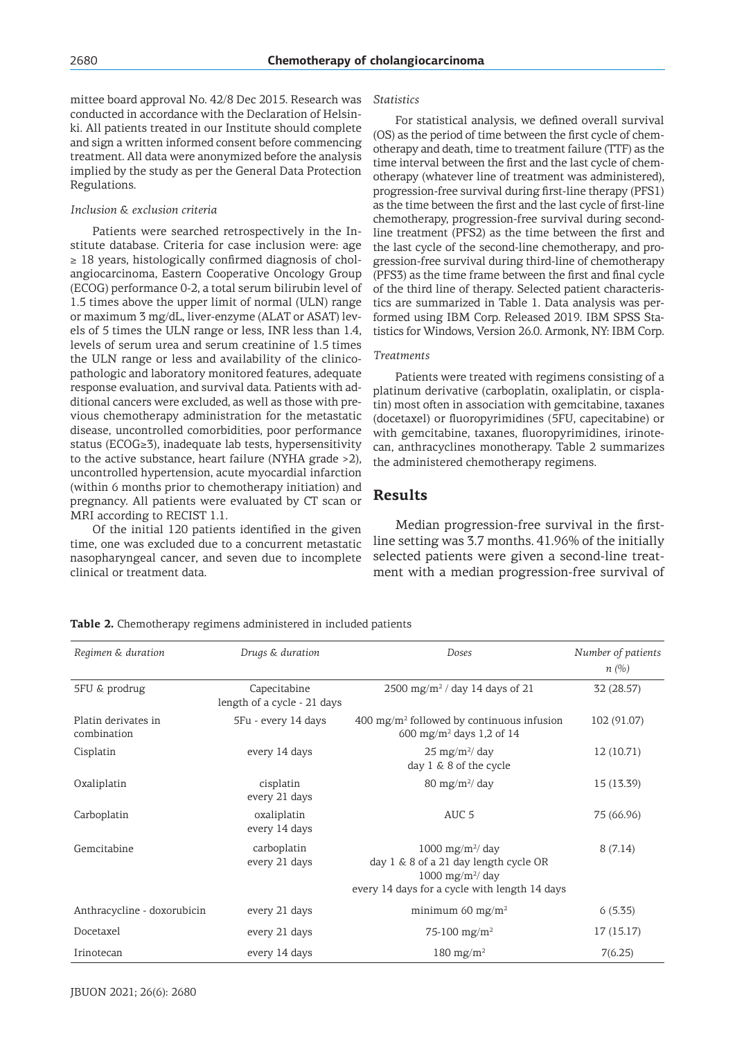mittee board approval No. 42/8 Dec 2015. Research was conducted in accordance with the Declaration of Helsinki. All patients treated in our Institute should complete and sign a written informed consent before commencing treatment. All data were anonymized before the analysis implied by the study as per the General Data Protection Regulations.

*Inclusion & exclusion criteria*

Patients were searched retrospectively in the Institute database. Criteria for case inclusion were: age ≥ 18 years, histologically confirmed diagnosis of cholangiocarcinoma, Eastern Cooperative Oncology Group (ECOG) performance 0-2, a total serum bilirubin level of 1.5 times above the upper limit of normal (ULN) range or maximum 3 mg/dL, liver-enzyme (ALAT or ASAT) levels of 5 times the ULN range or less, INR less than 1.4, levels of serum urea and serum creatinine of 1.5 times the ULN range or less and availability of the clinicopathologic and laboratory monitored features, adequate response evaluation, and survival data. Patients with additional cancers were excluded, as well as those with previous chemotherapy administration for the metastatic disease, uncontrolled comorbidities, poor performance status (ECOG≥3), inadequate lab tests, hypersensitivity to the active substance, heart failure (NYHA grade >2), uncontrolled hypertension, acute myocardial infarction (within 6 months prior to chemotherapy initiation) and pregnancy. All patients were evaluated by CT scan or MRI according to RECIST 1.1.

Of the initial 120 patients identified in the given time, one was excluded due to a concurrent metastatic nasopharyngeal cancer, and seven due to incomplete clinical or treatment data.

*Statistics*

For statistical analysis, we defined overall survival (OS) as the period of time between the first cycle of chemotherapy and death, time to treatment failure (TTF) as the time interval between the first and the last cycle of chemotherapy (whatever line of treatment was administered), progression-free survival during first-line therapy (PFS1) as the time between the first and the last cycle of first-line chemotherapy, progression-free survival during second-line treatment (PFS2) as the time between the first and the last cycle of the second-line chemotherapy, and progression-free survival during third-line of chemotherapy (PFS3) as the time frame between the first and final cycle of the third line of therapy. Selected patient characteristics are summarized in Table 1. Data analysis was performed using IBM Corp. Released 2019. IBM SPSS Statistics for Windows, Version 26.0. Armonk, NY: IBM Corp.

*Treatments*

Patients were treated with regimens consisting of a platinum derivative (carboplatin, oxaliplatin, or cisplatin) most often in association with gemcitabine, taxanes (docetaxel) or fluoropyrimidines (5FU, capecitabine) or with gemcitabine, taxanes, fluoropyrimidines, irinotecan, anthracyclines monotherapy. Table 2 summarizes the administered chemotherapy regimens.

## Results

Median progression-free survival in the first-line setting was 3.7 months. 41.96% of the initially selected patients were given a second-line treatment with a median progression-free survival of

**Table 2.** Chemotherapy regimens administered in included patients

| *Regimen & duration* | *Drugs & duration* | *Doses* | *Number of patients n (%)* |
|---|---|---|---|
| 5FU & prodrug | Capecitabine length of a cycle - 21 days | 2500 mg/m² / day 14 days of 21 | 32 (28.57) |
| Platin derivates in combination | 5Fu - every 14 days | 400 mg/m² followed by continuous infusion 600 mg/m² days 1,2 of 14 | 102 (91.07) |
| Cisplatin | every 14 days | 25 mg/m²/ day day 1 & 8 of the cycle | 12 (10.71) |
| Oxaliplatin | cisplatin every 21 days | 80 mg/m²/ day | 15 (13.39) |
| Carboplatin | oxaliplatin every 14 days | AUC 5 | 75 (66.96) |
| Gemcitabine | carboplatin every 21 days | 1000 mg/m²/ day day 1 & 8 of a 21 day length cycle OR 1000 mg/m²/ day every 14 days for a cycle with length 14 days | 8 (7.14) |
| Anthracycline - doxorubicin | every 21 days | minimum 60 mg/m² | 6 (5.35) |
| Docetaxel | every 21 days | 75-100 mg/m² | 17 (15.17) |
| Irinotecan | every 14 days | 180 mg/m² | 7(6.25) |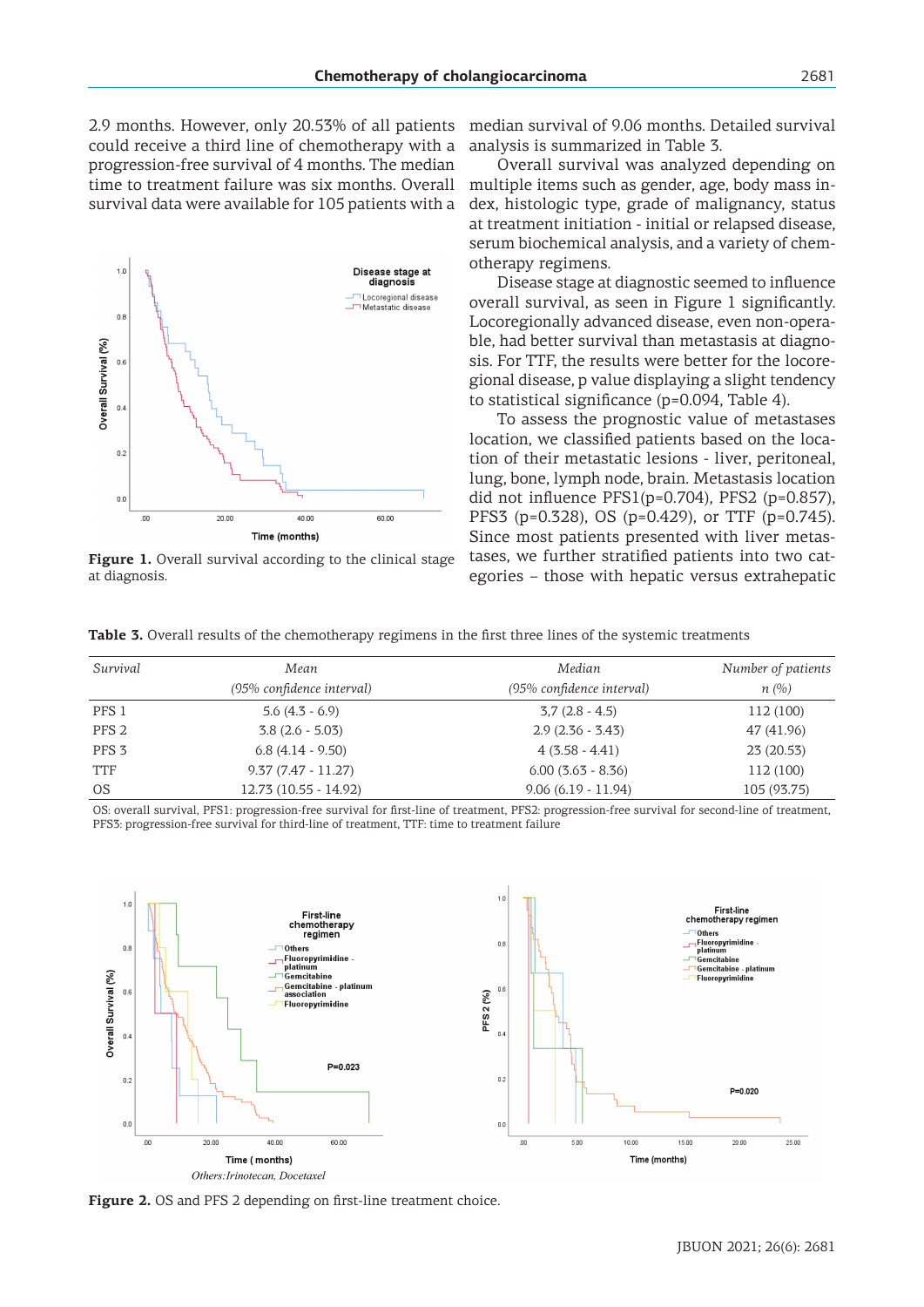2.9 months. However, only 20.53% of all patients could receive a third line of chemotherapy with a progression-free survival of 4 months. The median time to treatment failure was six months. Overall survival data were available for 105 patients with a median survival of 9.06 months. Detailed survival analysis is summarized in Table 3.

Disease stage at diagnosis

Locoregional disease

Metastatic disease

Overall Survival (%)

1.0

0.8

0.6

0.4

0.2

0.0

.00

20.00

40.00

60.00

Time (months)

**Figure 1.** Overall survival according to the clinical stage at diagnosis.

Overall survival was analyzed depending on multiple items such as gender, age, body mass index, histologic type, grade of malignancy, status at treatment initiation - initial or relapsed disease, serum biochemical analysis, and a variety of chemotherapy regimens.

Disease stage at diagnostic seemed to influence overall survival, as seen in Figure 1 significantly. Locoregionally advanced disease, even non-operable, had better survival than metastasis at diagnosis. For TTF, the results were better for the locoregional disease, p value displaying a slight tendency to statistical significance (p=0.094, Table 4).

To assess the prognostic value of metastases location, we classified patients based on the location of their metastatic lesions - liver, peritoneal, lung, bone, lymph node, brain. Metastasis location did not influence PFS1(p=0.704), PFS2 (p=0.857), PFS3 (p=0.328), OS (p=0.429), or TTF (p=0.745). Since most patients presented with liver metastases, we further stratified patients into two categories – those with hepatic versus extrahepatic

**Table 3.** Overall results of the chemotherapy regimens in the first three lines of the systemic treatments

| *Survival* | *Mean* *(95% confidence interval)* | *Median* *(95% confidence interval)* | *Number of patients* *n (%)* |
|---|---|---|---|
| PFS 1 | 5.6 (4.3 - 6.9) | 3,7 (2.8 - 4.5) | 112 (100) |
| PFS 2 | 3.8 (2.6 - 5.03) | 2.9 (2.36 - 3.43) | 47 (41.96) |
| PFS 3 | 6.8 (4.14 - 9.50) | 4 (3.58 - 4.41) | 23 (20.53) |
| TTF | 9.37 (7.47 - 11.27) | 6.00 (3.63 - 8.36) | 112 (100) |
| OS | 12.73 (10.55 - 14.92) | 9.06 (6.19 - 11.94) | 105 (93.75) |

OS: overall survival, PFS1: progression-free survival for first-line of treatment, PFS2: progression-free survival for second-line of treatment, PFS3: progression-free survival for third-line of treatment, TTF: time to treatment failure

First-line chemotherapy regimen

Others

Fluoropyrimidine - platinum

Gemcitabine

Gemcitabine - platinum association

Fluoropyrimidine

P=0.023

Overall Survival (%)

1.0

0.8

0.6

0.4

0.2

0.0

.00

20.00

40.00

60.00

Time ( months)

*Others:Irinotecan, Docetaxel*

First-line chemotherapy regimen

Others

Fluoropyrimidine - platinum

Gemcitabine

Gemcitabine - platinum

Fluoropyrimidine

P=0.020

PFS 2 (%)

1.0

0.8

0.6

0.4

0.2

0.0

.00

5.00

10.00

15.00

20.00

25.00

Time (months)

**Figure 2.** OS and PFS 2 depending on first-line treatment choice.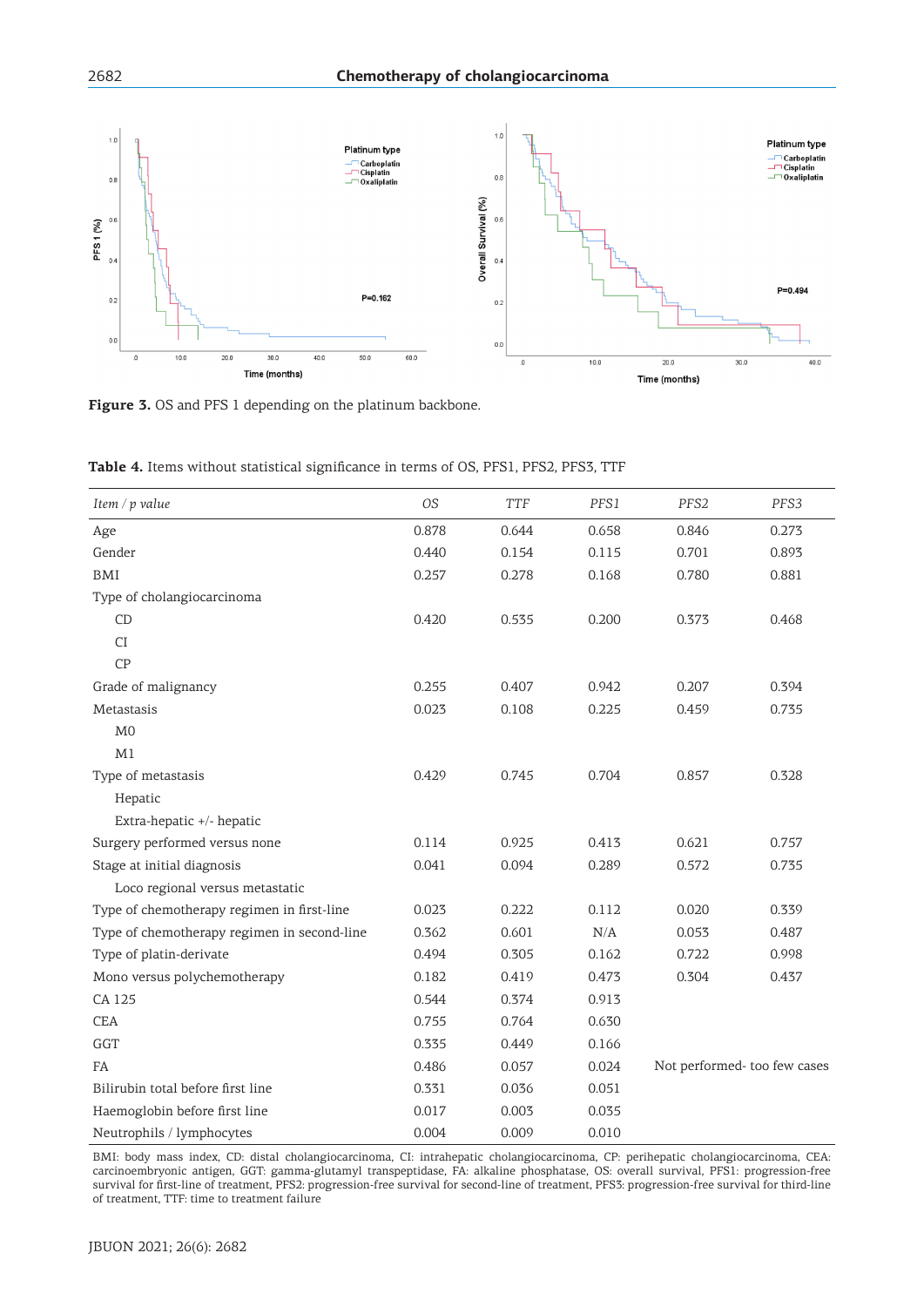Platinum type
Carboplatin
Cisplatin
Oxaliplatin

PFS 1 (%)

P=0.162

Time (months)

Platinum type
Carboplatin
Cisplatin
Oxaliplatin

Overall Survival (%)

P=0.494

Time (months)

**Figure 3.** OS and PFS 1 depending on the platinum backbone.

**Table 4.** Items without statistical significance in terms of OS, PFS1, PFS2, PFS3, TTF

| *Item / p value* | *OS* | *TTF* | *PFS1* | *PFS2* | *PFS3* |
|---|---|---|---|---|---|
| Age | 0.878 | 0.644 | 0.658 | 0.846 | 0.273 |
| Gender | 0.440 | 0.154 | 0.115 | 0.701 | 0.893 |
| BMI | 0.257 | 0.278 | 0.168 | 0.780 | 0.881 |
| Type of cholangiocarcinoma | | | | | |
| CD | 0.420 | 0.535 | 0.200 | 0.373 | 0.468 |
| CI | | | | | |
| CP | | | | | |
| Grade of malignancy | 0.255 | 0.407 | 0.942 | 0.207 | 0.394 |
| Metastasis | 0.023 | 0.108 | 0.225 | 0.459 | 0.735 |
| M0 | | | | | |
| M1 | | | | | |
| Type of metastasis | 0.429 | 0.745 | 0.704 | 0.857 | 0.328 |
| Hepatic | | | | | |
| Extra-hepatic +/- hepatic | | | | | |
| Surgery performed versus none | 0.114 | 0.925 | 0.413 | 0.621 | 0.757 |
| Stage at initial diagnosis | 0.041 | 0.094 | 0.289 | 0.572 | 0.735 |
| Loco regional versus metastatic | | | | | |
| Type of chemotherapy regimen in first-line | 0.023 | 0.222 | 0.112 | 0.020 | 0.339 |
| Type of chemotherapy regimen in second-line | 0.362 | 0.601 | N/A | 0.053 | 0.487 |
| Type of platin-derivate | 0.494 | 0.305 | 0.162 | 0.722 | 0.998 |
| Mono versus polychemotherapy | 0.182 | 0.419 | 0.473 | 0.304 | 0.437 |
| CA 125 | 0.544 | 0.374 | 0.913 | Not performed- too few cases | |
| CEA | 0.755 | 0.764 | 0.630 | | |
| GGT | 0.335 | 0.449 | 0.166 | | |
| FA | 0.486 | 0.057 | 0.024 | | |
| Bilirubin total before first line | 0.331 | 0.036 | 0.051 | | |
| Haemoglobin before first line | 0.017 | 0.003 | 0.035 | | |
| Neutrophils / lymphocytes | 0.004 | 0.009 | 0.010 | | |

BMI: body mass index, CD: distal cholangiocarcinoma, CI: intrahepatic cholangiocarcinoma, CP: perihepatic cholangiocarcinoma, CEA: carcinoembryonic antigen, GGT: gamma-glutamyl transpeptidase, FA: alkaline phosphatase, OS: overall survival, PFS1: progression-free survival for first-line of treatment, PFS2: progression-free survival for second-line of treatment, PFS3: progression-free survival for third-line of treatment, TTF: time to treatment failure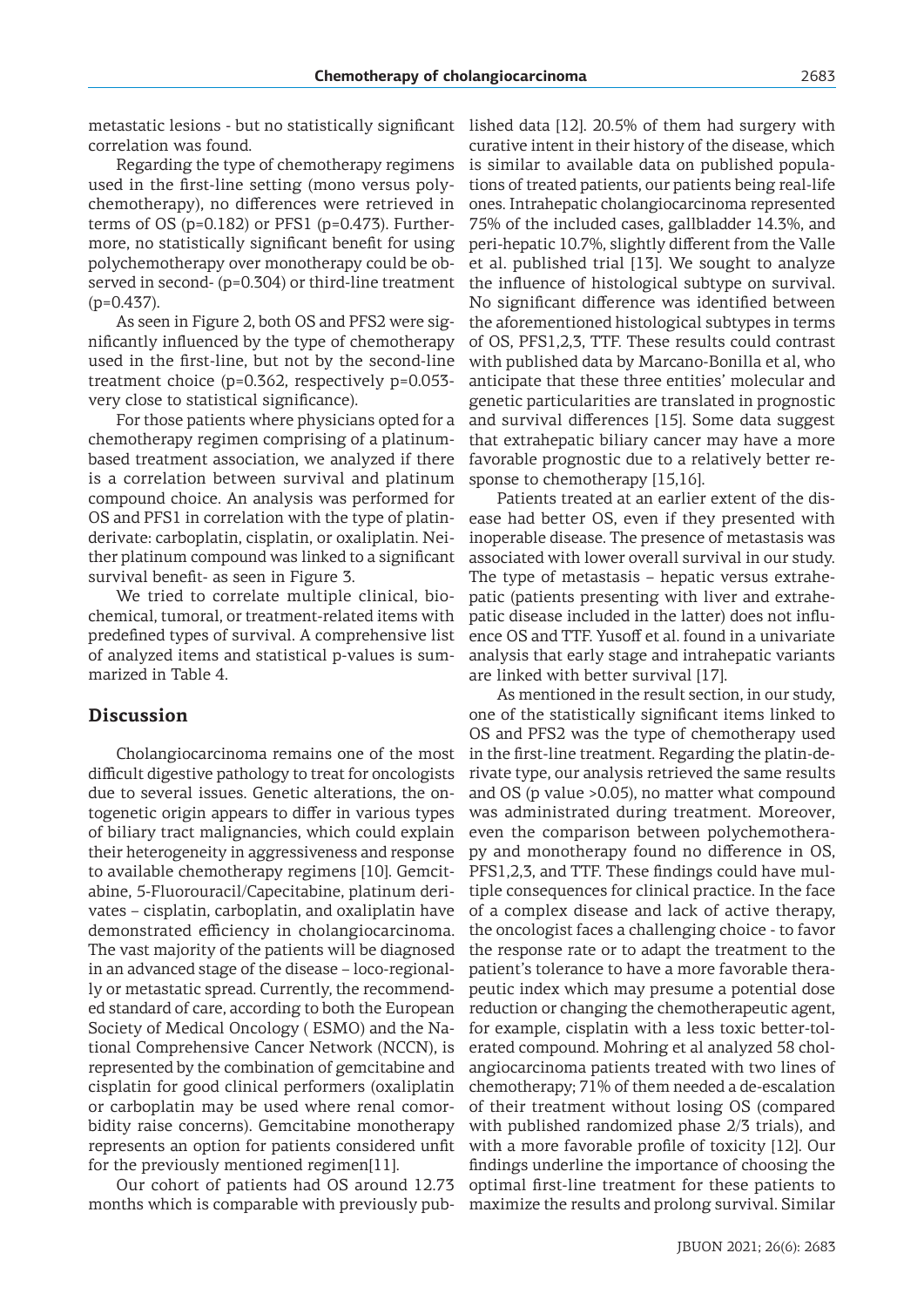metastatic lesions - but no statistically significant correlation was found.

Regarding the type of chemotherapy regimens used in the first-line setting (mono versus polychemotherapy), no differences were retrieved in terms of OS (p=0.182) or PFS1 (p=0.473). Furthermore, no statistically significant benefit for using polychemotherapy over monotherapy could be observed in second- (p=0.304) or third-line treatment (p=0.437).

As seen in Figure 2, both OS and PFS2 were significantly influenced by the type of chemotherapy used in the first-line, but not by the second-line treatment choice (p=0.362, respectively p=0.053-very close to statistical significance).

For those patients where physicians opted for a chemotherapy regimen comprising of a platinum-based treatment association, we analyzed if there is a correlation between survival and platinum compound choice. An analysis was performed for OS and PFS1 in correlation with the type of platin-derivate: carboplatin, cisplatin, or oxaliplatin. Neither platinum compound was linked to a significant survival benefit- as seen in Figure 3.

We tried to correlate multiple clinical, biochemical, tumoral, or treatment-related items with predefined types of survival. A comprehensive list of analyzed items and statistical p-values is summarized in Table 4.

## Discussion

Cholangiocarcinoma remains one of the most difficult digestive pathology to treat for oncologists due to several issues. Genetic alterations, the ontogenetic origin appears to differ in various types of biliary tract malignancies, which could explain their heterogeneity in aggressiveness and response to available chemotherapy regimens [10]. Gemcitabine, 5-Fluorouracil/Capecitabine, platinum derivates – cisplatin, carboplatin, and oxaliplatin have demonstrated efficiency in cholangiocarcinoma. The vast majority of the patients will be diagnosed in an advanced stage of the disease – loco-regionally or metastatic spread. Currently, the recommended standard of care, according to both the European Society of Medical Oncology ( ESMO) and the National Comprehensive Cancer Network (NCCN), is represented by the combination of gemcitabine and cisplatin for good clinical performers (oxaliplatin or carboplatin may be used where renal comorbidity raise concerns). Gemcitabine monotherapy represents an option for patients considered unfit for the previously mentioned regimen[11].

Our cohort of patients had OS around 12.73 months which is comparable with previously published data [12]. 20.5% of them had surgery with curative intent in their history of the disease, which is similar to available data on published populations of treated patients, our patients being real-life ones. Intrahepatic cholangiocarcinoma represented 75% of the included cases, gallbladder 14.3%, and peri-hepatic 10.7%, slightly different from the Valle et al. published trial [13]. We sought to analyze the influence of histological subtype on survival. No significant difference was identified between the aforementioned histological subtypes in terms of OS, PFS1,2,3, TTF. These results could contrast with published data by Marcano-Bonilla et al, who anticipate that these three entities' molecular and genetic particularities are translated in prognostic and survival differences [15]. Some data suggest that extrahepatic biliary cancer may have a more favorable prognostic due to a relatively better response to chemotherapy [15,16].

Patients treated at an earlier extent of the disease had better OS, even if they presented with inoperable disease. The presence of metastasis was associated with lower overall survival in our study. The type of metastasis – hepatic versus extrahepatic (patients presenting with liver and extrahepatic disease included in the latter) does not influence OS and TTF. Yusoff et al. found in a univariate analysis that early stage and intrahepatic variants are linked with better survival [17].

As mentioned in the result section, in our study, one of the statistically significant items linked to OS and PFS2 was the type of chemotherapy used in the first-line treatment. Regarding the platin-derivate type, our analysis retrieved the same results and OS (p value >0.05), no matter what compound was administrated during treatment. Moreover, even the comparison between polychemotherapy and monotherapy found no difference in OS, PFS1,2,3, and TTF. These findings could have multiple consequences for clinical practice. In the face of a complex disease and lack of active therapy, the oncologist faces a challenging choice - to favor the response rate or to adapt the treatment to the patient's tolerance to have a more favorable therapeutic index which may presume a potential dose reduction or changing the chemotherapeutic agent, for example, cisplatin with a less toxic better-tolerated compound. Mohring et al analyzed 58 cholangiocarcinoma patients treated with two lines of chemotherapy; 71% of them needed a de-escalation of their treatment without losing OS (compared with published randomized phase 2/3 trials), and with a more favorable profile of toxicity [12]. Our findings underline the importance of choosing the optimal first-line treatment for these patients to maximize the results and prolong survival. Similar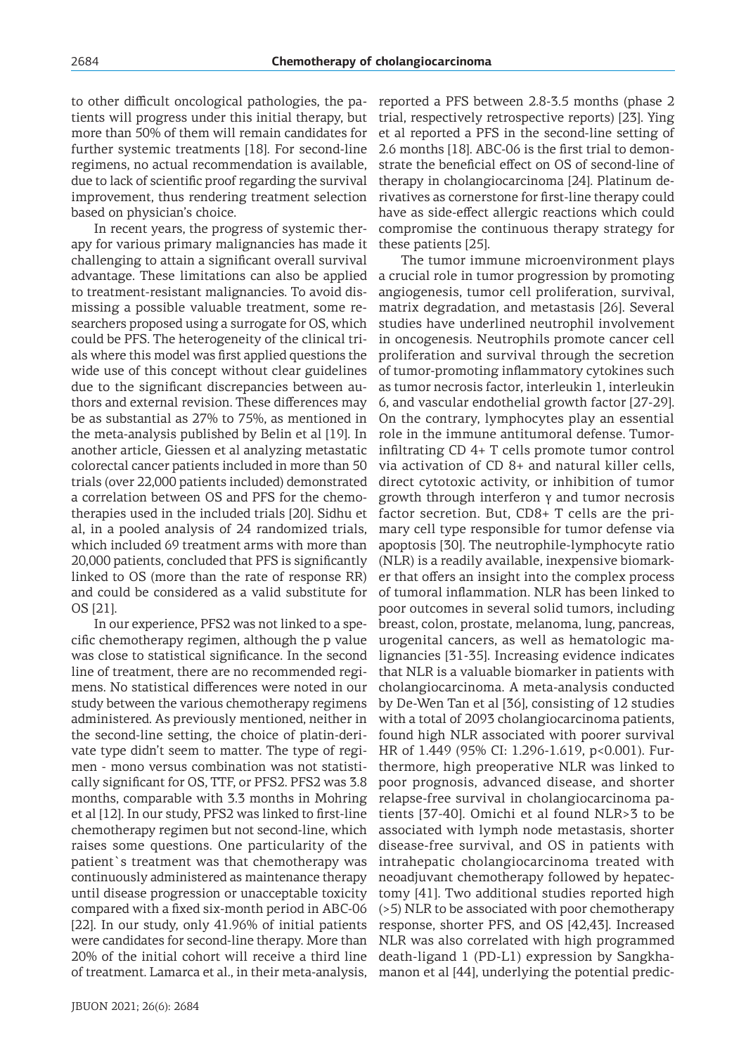to other difficult oncological pathologies, the patients will progress under this initial therapy, but more than 50% of them will remain candidates for further systemic treatments [18]. For second-line regimens, no actual recommendation is available, due to lack of scientific proof regarding the survival improvement, thus rendering treatment selection based on physician's choice.

In recent years, the progress of systemic therapy for various primary malignancies has made it challenging to attain a significant overall survival advantage. These limitations can also be applied to treatment-resistant malignancies. To avoid dismissing a possible valuable treatment, some researchers proposed using a surrogate for OS, which could be PFS. The heterogeneity of the clinical trials where this model was first applied questions the wide use of this concept without clear guidelines due to the significant discrepancies between authors and external revision. These differences may be as substantial as 27% to 75%, as mentioned in the meta-analysis published by Belin et al [19]. In another article, Giessen et al analyzing metastatic colorectal cancer patients included in more than 50 trials (over 22,000 patients included) demonstrated a correlation between OS and PFS for the chemotherapies used in the included trials [20]. Sidhu et al, in a pooled analysis of 24 randomized trials, which included 69 treatment arms with more than 20,000 patients, concluded that PFS is significantly linked to OS (more than the rate of response RR) and could be considered as a valid substitute for OS [21].

In our experience, PFS2 was not linked to a specific chemotherapy regimen, although the p value was close to statistical significance. In the second line of treatment, there are no recommended regimens. No statistical differences were noted in our study between the various chemotherapy regimens administered. As previously mentioned, neither in the second-line setting, the choice of platin-derivate type didn't seem to matter. The type of regimen - mono versus combination was not statistically significant for OS, TTF, or PFS2. PFS2 was 3.8 months, comparable with 3.3 months in Mohring et al [12]. In our study, PFS2 was linked to first-line chemotherapy regimen but not second-line, which raises some questions. One particularity of the patient`s treatment was that chemotherapy was continuously administered as maintenance therapy until disease progression or unacceptable toxicity compared with a fixed six-month period in ABC-06 [22]. In our study, only 41.96% of initial patients were candidates for second-line therapy. More than 20% of the initial cohort will receive a third line of treatment. Lamarca et al., in their meta-analysis, reported a PFS between 2.8-3.5 months (phase 2 trial, respectively retrospective reports) [23]. Ying et al reported a PFS in the second-line setting of 2.6 months [18]. ABC-06 is the first trial to demonstrate the beneficial effect on OS of second-line of therapy in cholangiocarcinoma [24]. Platinum derivatives as cornerstone for first-line therapy could have as side-effect allergic reactions which could compromise the continuous therapy strategy for these patients [25].

The tumor immune microenvironment plays a crucial role in tumor progression by promoting angiogenesis, tumor cell proliferation, survival, matrix degradation, and metastasis [26]. Several studies have underlined neutrophil involvement in oncogenesis. Neutrophils promote cancer cell proliferation and survival through the secretion of tumor-promoting inflammatory cytokines such as tumor necrosis factor, interleukin 1, interleukin 6, and vascular endothelial growth factor [27-29]. On the contrary, lymphocytes play an essential role in the immune antitumoral defense. Tumor-infiltrating CD 4+ T cells promote tumor control via activation of CD 8+ and natural killer cells, direct cytotoxic activity, or inhibition of tumor growth through interferon γ and tumor necrosis factor secretion. But, CD8+ T cells are the primary cell type responsible for tumor defense via apoptosis [30]. The neutrophile-lymphocyte ratio (NLR) is a readily available, inexpensive biomarker that offers an insight into the complex process of tumoral inflammation. NLR has been linked to poor outcomes in several solid tumors, including breast, colon, prostate, melanoma, lung, pancreas, urogenital cancers, as well as hematologic malignancies [31-35]. Increasing evidence indicates that NLR is a valuable biomarker in patients with cholangiocarcinoma. A meta-analysis conducted by De-Wen Tan et al [36], consisting of 12 studies with a total of 2093 cholangiocarcinoma patients, found high NLR associated with poorer survival HR of 1.449 (95% CI: 1.296-1.619, $p<0.001$). Furthermore, high preoperative NLR was linked to poor prognosis, advanced disease, and shorter relapse-free survival in cholangiocarcinoma patients [37-40]. Omichi et al found NLR>3 to be associated with lymph node metastasis, shorter disease-free survival, and OS in patients with intrahepatic cholangiocarcinoma treated with neoadjuvant chemotherapy followed by hepatectomy [41]. Two additional studies reported high (>5) NLR to be associated with poor chemotherapy response, shorter PFS, and OS [42,43]. Increased NLR was also correlated with high programmed death-ligand 1 (PD-L1) expression by Sangkhamanon et al [44], underlying the potential predic-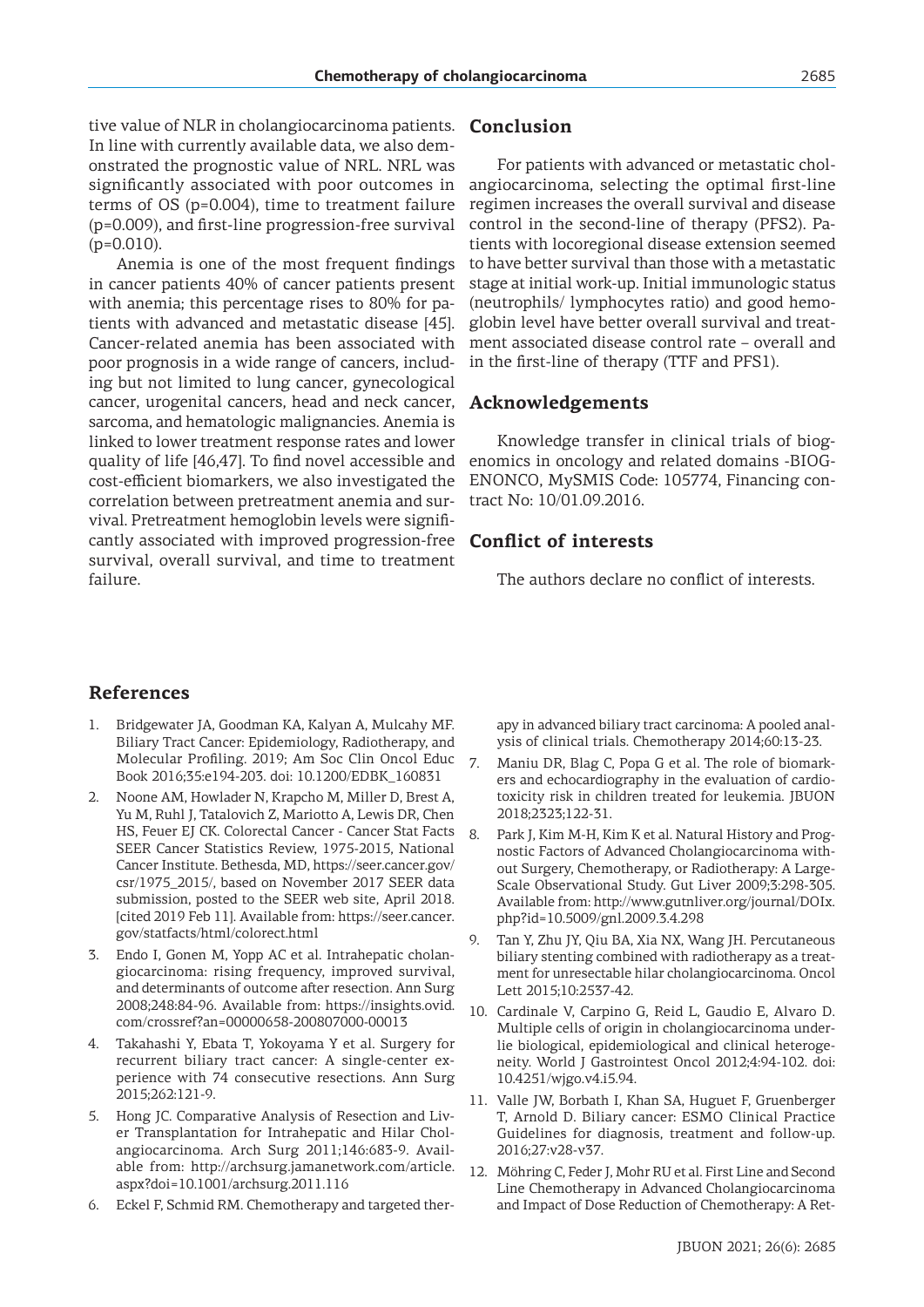tive value of NLR in cholangiocarcinoma patients. In line with currently available data, we also demonstrated the prognostic value of NRL. NRL was significantly associated with poor outcomes in terms of OS (p=0.004), time to treatment failure (p=0.009), and first-line progression-free survival (p=0.010).

Anemia is one of the most frequent findings in cancer patients 40% of cancer patients present with anemia; this percentage rises to 80% for patients with advanced and metastatic disease [45]. Cancer-related anemia has been associated with poor prognosis in a wide range of cancers, including but not limited to lung cancer, gynecological cancer, urogenital cancers, head and neck cancer, sarcoma, and hematologic malignancies. Anemia is linked to lower treatment response rates and lower quality of life [46,47]. To find novel accessible and cost-efficient biomarkers, we also investigated the correlation between pretreatment anemia and survival. Pretreatment hemoglobin levels were significantly associated with improved progression-free survival, overall survival, and time to treatment failure.

## Conclusion

For patients with advanced or metastatic cholangiocarcinoma, selecting the optimal first-line regimen increases the overall survival and disease control in the second-line of therapy (PFS2). Patients with locoregional disease extension seemed to have better survival than those with a metastatic stage at initial work-up. Initial immunologic status (neutrophils/ lymphocytes ratio) and good hemoglobin level have better overall survival and treatment associated disease control rate – overall and in the first-line of therapy (TTF and PFS1).

## Acknowledgements

Knowledge transfer in clinical trials of biogenomics in oncology and related domains -BIOGENONCO, MySMIS Code: 105774, Financing contract No: 10/01.09.2016.

## Conflict of interests

The authors declare no conflict of interests.

## References

1. Bridgewater JA, Goodman KA, Kalyan A, Mulcahy MF. Biliary Tract Cancer: Epidemiology, Radiotherapy, and Molecular Profiling. 2019; Am Soc Clin Oncol Educ Book 2016;35:e194-203. doi: 10.1200/EDBK_160831
2. Noone AM, Howlader N, Krapcho M, Miller D, Brest A, Yu M, Ruhl J, Tatalovich Z, Mariotto A, Lewis DR, Chen HS, Feuer EJ CK. Colorectal Cancer - Cancer Stat Facts SEER Cancer Statistics Review, 1975-2015, National Cancer Institute. Bethesda, MD, https://seer.cancer.gov/csr/1975_2015/, based on November 2017 SEER data submission, posted to the SEER web site, April 2018. [cited 2019 Feb 11]. Available from: https://seer.cancer.gov/statfacts/html/colorect.html
3. Endo I, Gonen M, Yopp AC et al. Intrahepatic cholangiocarcinoma: rising frequency, improved survival, and determinants of outcome after resection. Ann Surg 2008;248:84-96. Available from: https://insights.ovid.com/crossref?an=00000658-200807000-00013
4. Takahashi Y, Ebata T, Yokoyama Y et al. Surgery for recurrent biliary tract cancer: A single-center experience with 74 consecutive resections. Ann Surg 2015;262:121-9.
5. Hong JC. Comparative Analysis of Resection and Liver Transplantation for Intrahepatic and Hilar Cholangiocarcinoma. Arch Surg 2011;146:683-9. Available from: http://archsurg.jamanetwork.com/article.aspx?doi=10.1001/archsurg.2011.116
6. Eckel F, Schmid RM. Chemotherapy and targeted therapy in advanced biliary tract carcinoma: A pooled analysis of clinical trials. Chemotherapy 2014;60:13-23.
7. Maniu DR, Blag C, Popa G et al. The role of biomarkers and echocardiography in the evaluation of cardiotoxicity risk in children treated for leukemia. JBUON 2018;2323;122-31.
8. Park J, Kim M-H, Kim K et al. Natural History and Prognostic Factors of Advanced Cholangiocarcinoma without Surgery, Chemotherapy, or Radiotherapy: A Large-Scale Observational Study. Gut Liver 2009;3:298-305. Available from: http://www.gutnliver.org/journal/DOIx.php?id=10.5009/gnl.2009.3.4.298
9. Tan Y, Zhu JY, Qiu BA, Xia NX, Wang JH. Percutaneous biliary stenting combined with radiotherapy as a treatment for unresectable hilar cholangiocarcinoma. Oncol Lett 2015;10:2537-42.
10. Cardinale V, Carpino G, Reid L, Gaudio E, Alvaro D. Multiple cells of origin in cholangiocarcinoma underlie biological, epidemiological and clinical heterogeneity. World J Gastrointest Oncol 2012;4:94-102. doi: 10.4251/wjgo.v4.i5.94.
11. Valle JW, Borbath I, Khan SA, Huguet F, Gruenberger T, Arnold D. Biliary cancer: ESMO Clinical Practice Guidelines for diagnosis, treatment and follow-up. 2016;27:v28-v37.
12. Möhring C, Feder J, Mohr RU et al. First Line and Second Line Chemotherapy in Advanced Cholangiocarcinoma and Impact of Dose Reduction of Chemotherapy: A Ret-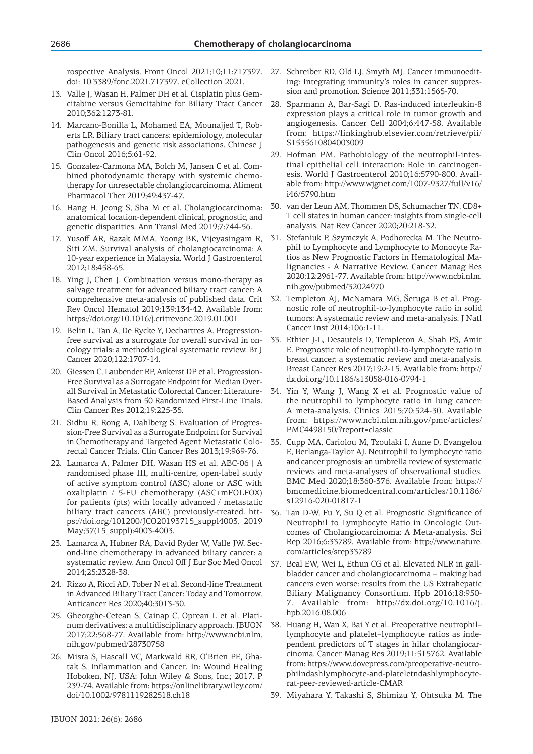rospective Analysis. Front Oncol 2021;10;11:717397. doi: 10.3389/fonc.2021.717397. eCollection 2021.

13. Valle J, Wasan H, Palmer DH et al. Cisplatin plus Gemcitabine versus Gemcitabine for Biliary Tract Cancer 2010;362:1273-81.
14. Marcano-Bonilla L, Mohamed EA, Mounajjed T, Roberts LR. Biliary tract cancers: epidemiology, molecular pathogenesis and genetic risk associations. Chinese J Clin Oncol 2016;5:61-92.
15. Gonzalez-Carmona MA, Bolch M, Jansen C et al. Combined photodynamic therapy with systemic chemotherapy for unresectable cholangiocarcinoma. Aliment Pharmacol Ther 2019;49:437-47.
16. Hang H, Jeong S, Sha M et al. Cholangiocarcinoma: anatomical location-dependent clinical, prognostic, and genetic disparities. Ann Transl Med 2019;7:744-56.
17. Yusoff AR, Razak MMA, Yoong BK, Vijeyasingam R, Siti ZM. Survival analysis of cholangiocarcinoma: A 10-year experience in Malaysia. World J Gastroenterol 2012;18:458-65.
18. Ying J, Chen J. Combination versus mono-therapy as salvage treatment for advanced biliary tract cancer: A comprehensive meta-analysis of published data. Crit Rev Oncol Hematol 2019;139:134-42. Available from: https://doi.org/10.1016/j.critrevonc.2019.01.001
19. Belin L, Tan A, De Rycke Y, Dechartres A. Progression-free survival as a surrogate for overall survival in oncology trials: a methodological systematic review. Br J Cancer 2020;122:1707-14.
20. Giessen C, Laubender RP, Ankerst DP et al. Progression-Free Survival as a Surrogate Endpoint for Median Overall Survival in Metastatic Colorectal Cancer: Literature-Based Analysis from 50 Randomized First-Line Trials. Clin Cancer Res 2012;19:225-35.
21. Sidhu R, Rong A, Dahlberg S. Evaluation of Progression-Free Survival as a Surrogate Endpoint for Survival in Chemotherapy and Targeted Agent Metastatic Colorectal Cancer Trials. Clin Cancer Res 2013;19:969-76.
22. Lamarca A, Palmer DH, Wasan HS et al. ABC-06 | A randomised phase III, multi-centre, open-label study of active symptom control (ASC) alone or ASC with oxaliplatin / 5-FU chemotherapy (ASC+mFOLFOX) for patients (pts) with locally advanced / metastatic biliary tract cancers (ABC) previously-treated. https://doi.org/101200/JCO20193715_suppl4003. 2019 May;37(15_suppl):4003-4003.
23. Lamarca A, Hubner RA, David Ryder W, Valle JW. Second-line chemotherapy in advanced biliary cancer: a systematic review. Ann Oncol Off J Eur Soc Med Oncol 2014;25:2328-38.
24. Rizzo A, Ricci AD, Tober N et al. Second-line Treatment in Advanced Biliary Tract Cancer: Today and Tomorrow. Anticancer Res 2020;40:3013-30.
25. Gheorghe-Cetean S, Cainap C, Oprean L et al. Platinum derivatives: a multidisciplinary approach. JBUON 2017;22:568-77. Available from: http://www.ncbi.nlm.nih.gov/pubmed/28730758
26. Misra S, Hascall VC, Markwald RR, O'Brien PE, Ghatak S. Inflammation and Cancer. In: Wound Healing Hoboken, NJ, USA: John Wiley & Sons, Inc.; 2017. P 239-74. Available from: https://onlinelibrary.wiley.com/doi/10.1002/9781119282518.ch18
27. Schreiber RD, Old LJ, Smyth MJ. Cancer immunoediting: Integrating immunity's roles in cancer suppression and promotion. Science 2011;331:1565-70.
28. Sparmann A, Bar-Sagi D. Ras-induced interleukin-8 expression plays a critical role in tumor growth and angiogenesis. Cancer Cell 2004;6:447-58. Available from: https://linkinghub.elsevier.com/retrieve/pii/S1535610804003009
29. Hofman PM. Pathobiology of the neutrophil-intestinal epithelial cell interaction: Role in carcinogenesis. World J Gastroenterol 2010;16:5790-800. Available from: http://www.wjgnet.com/1007-9327/full/v16/i46/5790.htm
30. van der Leun AM, Thommen DS, Schumacher TN. CD8+ T cell states in human cancer: insights from single-cell analysis. Nat Rev Cancer 2020;20:218-32.
31. Stefaniuk P, Szymczyk A, Podhorecka M. The Neutrophil to Lymphocyte and Lymphocyte to Monocyte Ratios as New Prognostic Factors in Hematological Malignancies - A Narrative Review. Cancer Manag Res 2020;12:2961-77. Available from: http://www.ncbi.nlm.nih.gov/pubmed/32024970
32. Templeton AJ, McNamara MG, Šeruga B et al. Prognostic role of neutrophil-to-lymphocyte ratio in solid tumors: A systematic review and meta-analysis. J Natl Cancer Inst 2014;106:1-11.
33. Ethier J-L, Desautels D, Templeton A, Shah PS, Amir E. Prognostic role of neutrophil-to-lymphocyte ratio in breast cancer: a systematic review and meta-analysis. Breast Cancer Res 2017;19:2-15. Available from: http://dx.doi.org/10.1186/s13058-016-0794-1
34. Yin Y, Wang J, Wang X et al. Prognostic value of the neutrophil to lymphocyte ratio in lung cancer: A meta-analysis. Clinics 2015;70:524-30. Available from: https://www.ncbi.nlm.nih.gov/pmc/articles/PMC4498150/?report=classic
35. Cupp MA, Cariolou M, Tzoulaki I, Aune D, Evangelou E, Berlanga-Taylor AJ. Neutrophil to lymphocyte ratio and cancer prognosis: an umbrella review of systematic reviews and meta-analyses of observational studies. BMC Med 2020;18:360-376. Available from: https://bmcmedicine.biomedcentral.com/articles/10.1186/s12916-020-01817-1
36. Tan D-W, Fu Y, Su Q et al. Prognostic Significance of Neutrophil to Lymphocyte Ratio in Oncologic Outcomes of Cholangiocarcinoma: A Meta-analysis. Sci Rep 2016;6:33789. Available from: http://www.nature.com/articles/srep33789
37. Beal EW, Wei L, Ethun CG et al. Elevated NLR in gallbladder cancer and cholangiocarcinoma – making bad cancers even worse: results from the US Extrahepatic Biliary Malignancy Consortium. Hpb 2016;18:950-7. Available from: http://dx.doi.org/10.1016/j.hpb.2016.08.006
38. Huang H, Wan X, Bai Y et al. Preoperative neutrophil–lymphocyte and platelet–lymphocyte ratios as independent predictors of T stages in hilar cholangiocarcinoma. Cancer Manag Res 2019;11:515762. Available from: https://www.dovepress.com/preoperative-neutrophilndashlymphocyte-and-plateletndashlymphocyte-rat-peer-reviewed-article-CMAR
39. Miyahara Y, Takashi S, Shimizu Y, Ohtsuka M. The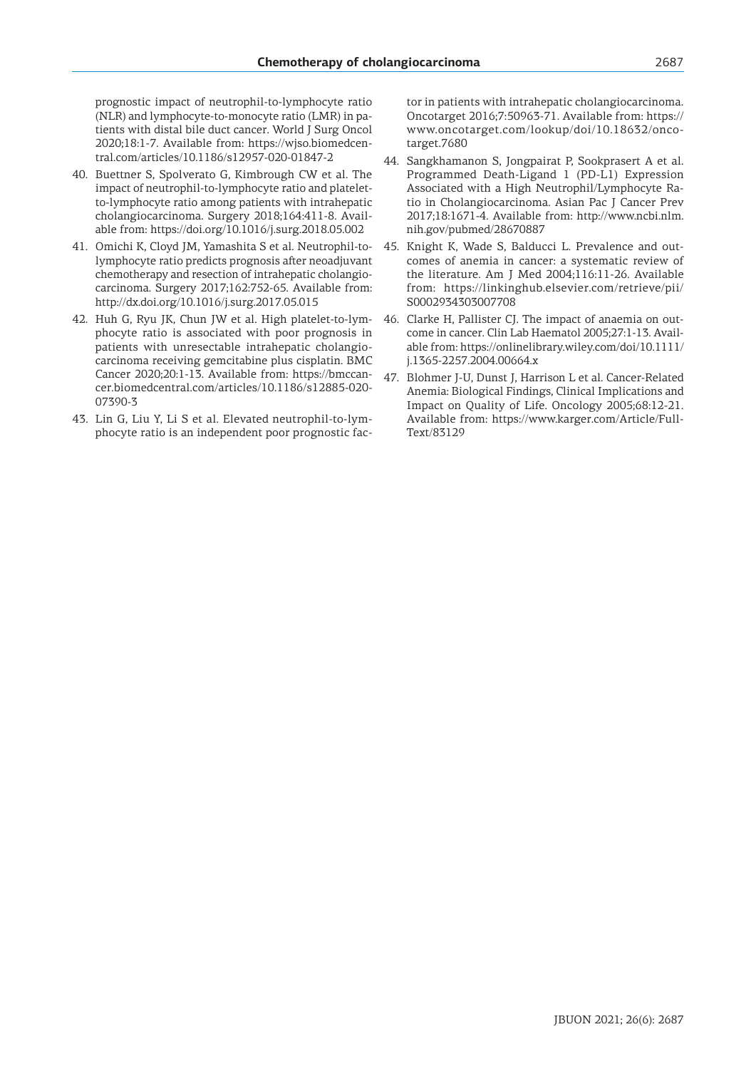prognostic impact of neutrophil-to-lymphocyte ratio (NLR) and lymphocyte-to-monocyte ratio (LMR) in patients with distal bile duct cancer. World J Surg Oncol 2020;18:1-7. Available from: https://wjso.biomedcentral.com/articles/10.1186/s12957-020-01847-2

40. Buettner S, Spolverato G, Kimbrough CW et al. The impact of neutrophil-to-lymphocyte ratio and platelet-to-lymphocyte ratio among patients with intrahepatic cholangiocarcinoma. Surgery 2018;164:411-8. Available from: https://doi.org/10.1016/j.surg.2018.05.002
41. Omichi K, Cloyd JM, Yamashita S et al. Neutrophil-to-lymphocyte ratio predicts prognosis after neoadjuvant chemotherapy and resection of intrahepatic cholangiocarcinoma. Surgery 2017;162:752-65. Available from: http://dx.doi.org/10.1016/j.surg.2017.05.015
42. Huh G, Ryu JK, Chun JW et al. High platelet-to-lymphocyte ratio is associated with poor prognosis in patients with unresectable intrahepatic cholangiocarcinoma receiving gemcitabine plus cisplatin. BMC Cancer 2020;20:1-13. Available from: https://bmccancer.biomedcentral.com/articles/10.1186/s12885-020-07390-3
43. Lin G, Liu Y, Li S et al. Elevated neutrophil-to-lymphocyte ratio is an independent poor prognostic factor in patients with intrahepatic cholangiocarcinoma. Oncotarget 2016;7:50963-71. Available from: https://www.oncotarget.com/lookup/doi/10.18632/oncotarget.7680
44. Sangkhamanon S, Jongpairat P, Sookprasert A et al. Programmed Death-Ligand 1 (PD-L1) Expression Associated with a High Neutrophil/Lymphocyte Ratio in Cholangiocarcinoma. Asian Pac J Cancer Prev 2017;18:1671-4. Available from: http://www.ncbi.nlm.nih.gov/pubmed/28670887
45. Knight K, Wade S, Balducci L. Prevalence and outcomes of anemia in cancer: a systematic review of the literature. Am J Med 2004;116:11-26. Available from: https://linkinghub.elsevier.com/retrieve/pii/S0002934303007708
46. Clarke H, Pallister CJ. The impact of anaemia on outcome in cancer. Clin Lab Haematol 2005;27:1-13. Available from: https://onlinelibrary.wiley.com/doi/10.1111/j.1365-2257.2004.00664.x
47. Blohmer J-U, Dunst J, Harrison L et al. Cancer-Related Anemia: Biological Findings, Clinical Implications and Impact on Quality of Life. Oncology 2005;68:12-21. Available from: https://www.karger.com/Article/FullText/83129